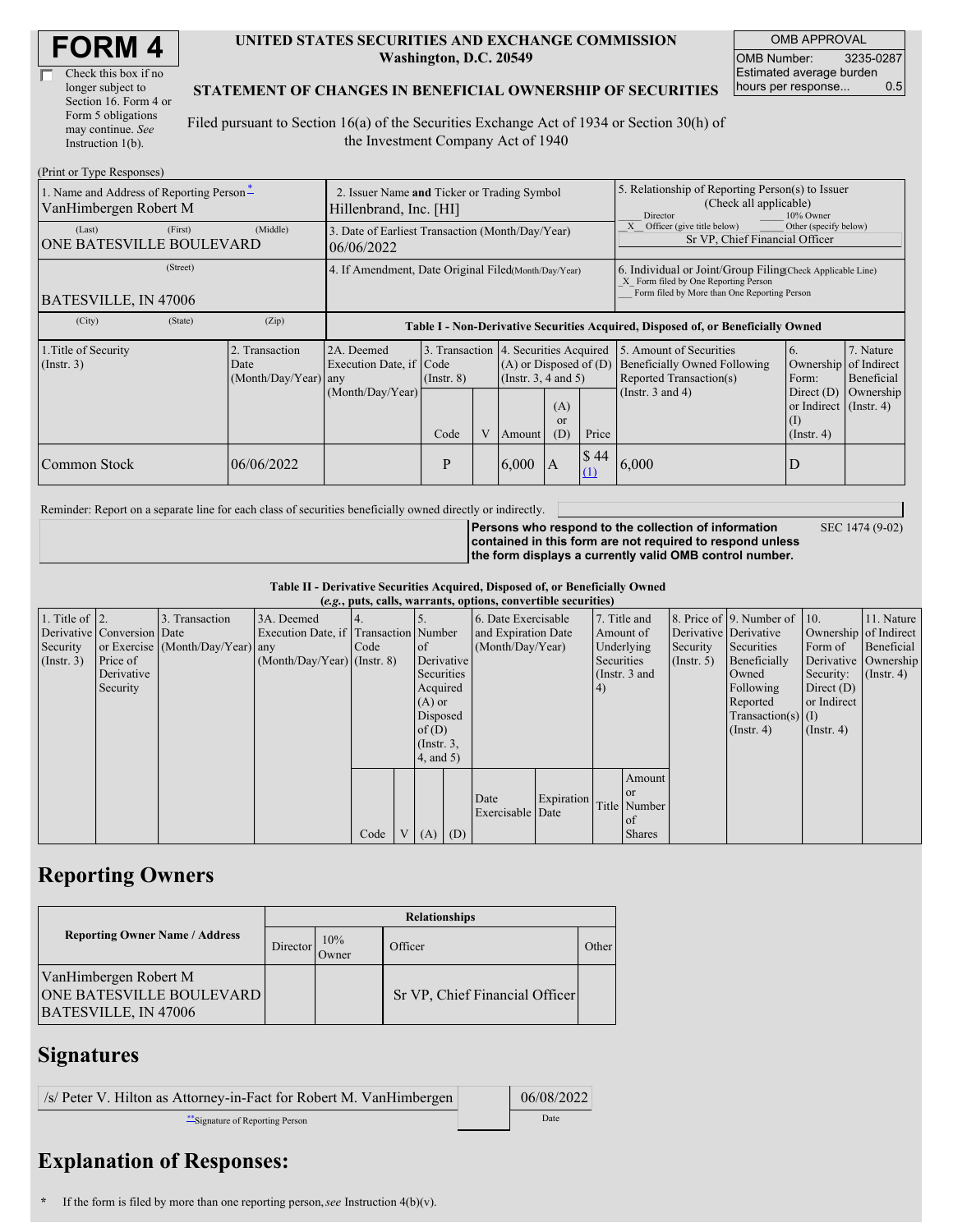# FORM 4

Check this box if no longer subject to Section 16. Form 4 or Form 5 obligations may continue. *See* Instruction 1(b).

**UNITED STATES SECURITIES AND EXCHANGE COMMISSION**
**Washington, D.C. 20549**

**STATEMENT OF CHANGES IN BENEFICIAL OWNERSHIP OF SECURITIES**

Filed pursuant to Section 16(a) of the Securities Exchange Act of 1934 or Section 30(h) of the Investment Company Act of 1940

| OMB APPROVAL | |
|---|---|
| OMB Number: | 3235-0287 |
| Estimated average burden hours per response... | 0.5 |

(Print or Type Responses)

| 1. Name and Address of Reporting Person* | 2. Issuer Name and Ticker or Trading Symbol | 5. Relationship of Reporting Person(s) to Issuer (Check all applicable) |
|---|---|---|
| VanHimbergen Robert M | Hillenbrand, Inc. [HI] | ___ Director ___ 10% Owner |
| (Last) (First) (Middle) ONE BATESVILLE BOULEVARD | 3. Date of Earliest Transaction (Month/Day/Year) 06/06/2022 | _X_ Officer (give title below) ___ Other (specify below) Sr VP, Chief Financial Officer |
| (Street) BATESVILLE, IN 47006 | 4. If Amendment, Date Original Filed(Month/Day/Year) | 6. Individual or Joint/Group Filing(Check Applicable Line) _X_ Form filed by One Reporting Person ___ Form filed by More than One Reporting Person |
| (City) (State) (Zip) | | |

**Table I - Non-Derivative Securities Acquired, Disposed of, or Beneficially Owned**

| 1.Title of Security (Instr. 3) | 2. Transaction Date (Month/Day/Year) | 2A. Deemed Execution Date, if any (Month/Day/Year) | 3. Transaction Code (Instr. 8) | | 4. Securities Acquired (A) or Disposed of (D) (Instr. 3, 4 and 5) | | | 5. Amount of Securities Beneficially Owned Following Reported Transaction(s) (Instr. 3 and 4) | 6. Ownership Form: Direct (D) or Indirect (I) (Instr. 4) | 7. Nature of Indirect Beneficial Ownership (Instr. 4) |
|---|---|---|---|---|---|---|---|---|---|---|
| | | | Code | V | Amount | (A) or (D) | Price | | | |
| Common Stock | 06/06/2022 | | P | | 6,000 | A | $ 44 (1) | 6,000 | D | |

Reminder: Report on a separate line for each class of securities beneficially owned directly or indirectly.

**Persons who respond to the collection of information contained in this form are not required to respond unless the form displays a currently valid OMB control number.** SEC 1474 (9-02)

**Table II - Derivative Securities Acquired, Disposed of, or Beneficially Owned**
**(*e.g.*, puts, calls, warrants, options, convertible securities)**

| 1. Title of Derivative Security (Instr. 3) | 2. Conversion or Exercise Price of Derivative Security | 3. Transaction Date (Month/Day/Year) | 3A. Deemed Execution Date, if any (Month/Day/Year) | 4. Transaction Code (Instr. 8) | | 5. Number of Derivative Securities Acquired (A) or Disposed of (D) (Instr. 3, 4, and 5) | | 6. Date Exercisable and Expiration Date (Month/Day/Year) | | 7. Title and Amount of Underlying Securities (Instr. 3 and 4) | | 8. Price of Derivative Security (Instr. 5) | 9. Number of Derivative Securities Beneficially Owned Following Reported Transaction(s) (Instr. 4) | 10. Ownership Form of Derivative Security: Direct (D) or Indirect (I) (Instr. 4) | 11. Nature of Indirect Beneficial Ownership (Instr. 4) |
|---|---|---|---|---|---|---|---|---|---|---|---|---|---|---|---|
| | | | | Code | V | (A) | (D) | Date Exercisable | Expiration Date | Title | Amount or Number of Shares | | | | |

## Reporting Owners

| Reporting Owner Name / Address | Relationships | | | |
|---|---|---|---|---|
| | Director | 10% Owner | Officer | Other |
| VanHimbergen Robert M ONE BATESVILLE BOULEVARD BATESVILLE, IN 47006 | | | Sr VP, Chief Financial Officer | |

## Signatures

| /s/ Peter V. Hilton as Attorney-in-Fact for Robert M. VanHimbergen | 06/08/2022 |
|---|---|
| **Signature of Reporting Person | Date |

## Explanation of Responses:

\* If the form is filed by more than one reporting person, *see* Instruction 4(b)(v).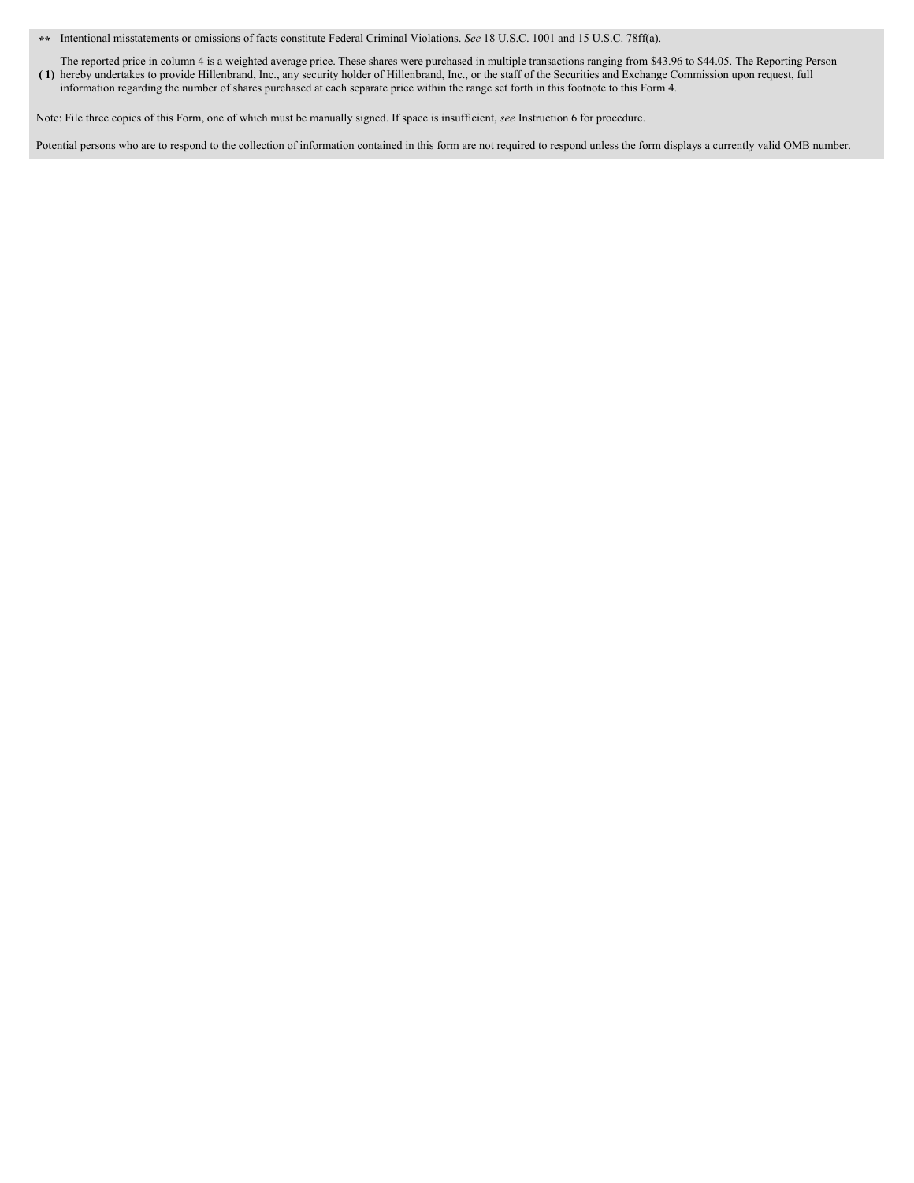** Intentional misstatements or omissions of facts constitute Federal Criminal Violations. *See* 18 U.S.C. 1001 and 15 U.S.C. 78ff(a).

(1) The reported price in column 4 is a weighted average price. These shares were purchased in multiple transactions ranging from $43.96 to $44.05. The Reporting Person hereby undertakes to provide Hillenbrand, Inc., any security holder of Hillenbrand, Inc., or the staff of the Securities and Exchange Commission upon request, full information regarding the number of shares purchased at each separate price within the range set forth in this footnote to this Form 4.

Note: File three copies of this Form, one of which must be manually signed. If space is insufficient, *see* Instruction 6 for procedure.

Potential persons who are to respond to the collection of information contained in this form are not required to respond unless the form displays a currently valid OMB number.